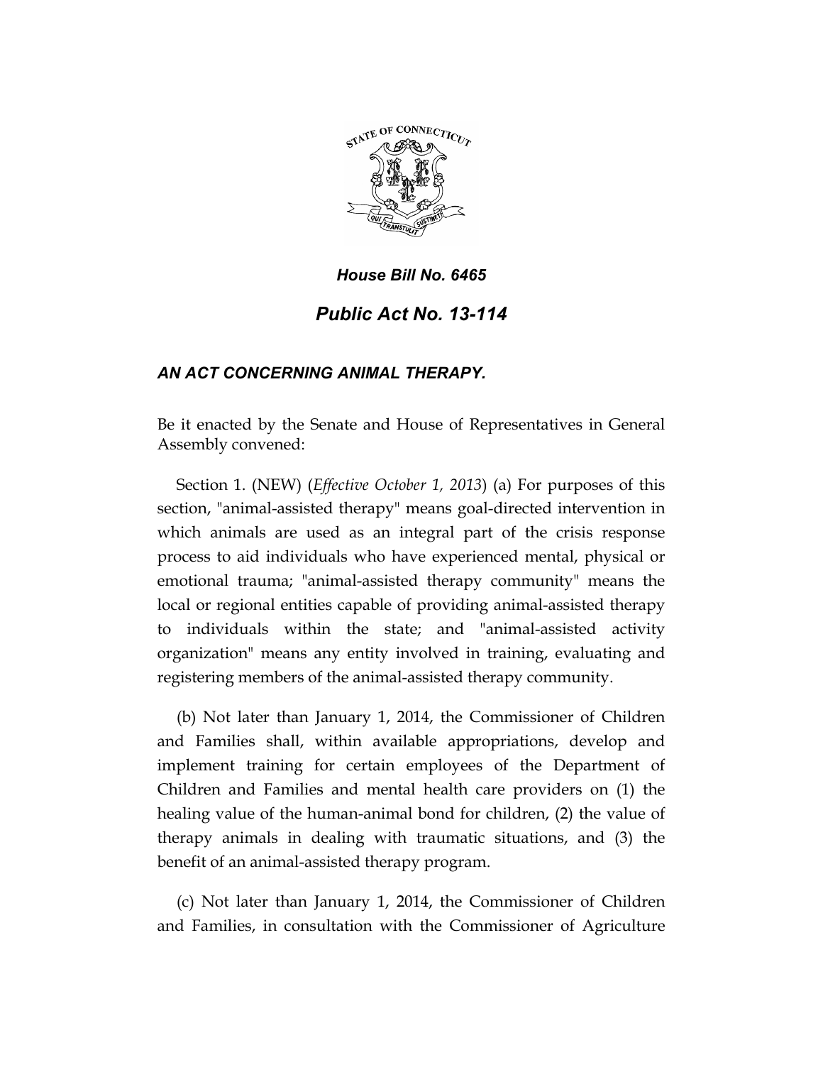***House Bill No. 6465***

***Public Act No. 13-114***

***AN ACT CONCERNING ANIMAL THERAPY.***

Be it enacted by the Senate and House of Representatives in General Assembly convened:

Section 1. (NEW) (*Effective October 1, 2013*) (a) For purposes of this section, "animal-assisted therapy" means goal-directed intervention in which animals are used as an integral part of the crisis response process to aid individuals who have experienced mental, physical or emotional trauma; "animal-assisted therapy community" means the local or regional entities capable of providing animal-assisted therapy to individuals within the state; and "animal-assisted activity organization" means any entity involved in training, evaluating and registering members of the animal-assisted therapy community.

(b) Not later than January 1, 2014, the Commissioner of Children and Families shall, within available appropriations, develop and implement training for certain employees of the Department of Children and Families and mental health care providers on (1) the healing value of the human-animal bond for children, (2) the value of therapy animals in dealing with traumatic situations, and (3) the benefit of an animal-assisted therapy program.

(c) Not later than January 1, 2014, the Commissioner of Children and Families, in consultation with the Commissioner of Agriculture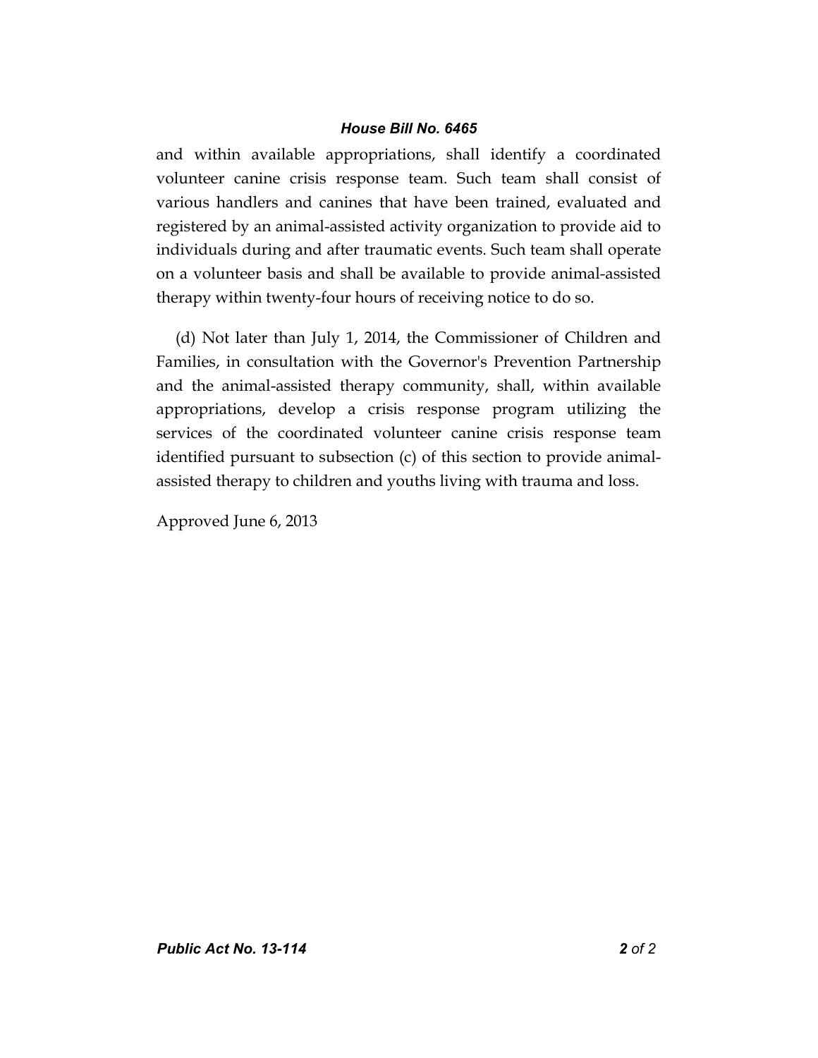and within available appropriations, shall identify a coordinated volunteer canine crisis response team. Such team shall consist of various handlers and canines that have been trained, evaluated and registered by an animal-assisted activity organization to provide aid to individuals during and after traumatic events. Such team shall operate on a volunteer basis and shall be available to provide animal-assisted therapy within twenty-four hours of receiving notice to do so.

(d) Not later than July 1, 2014, the Commissioner of Children and Families, in consultation with the Governor's Prevention Partnership and the animal-assisted therapy community, shall, within available appropriations, develop a crisis response program utilizing the services of the coordinated volunteer canine crisis response team identified pursuant to subsection (c) of this section to provide animal-assisted therapy to children and youths living with trauma and loss.

Approved June 6, 2013